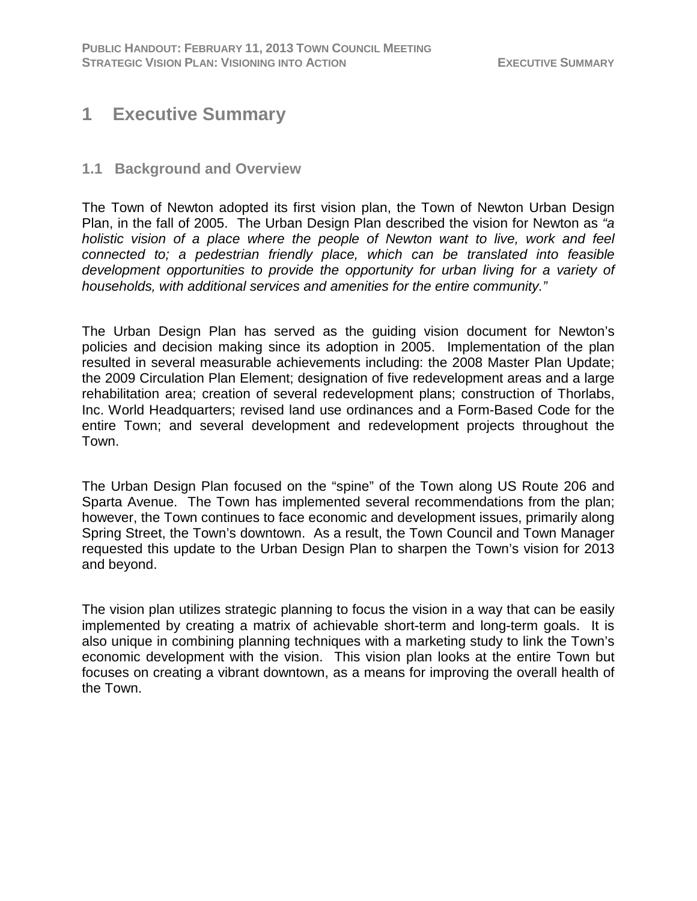# 1 Executive Summary

## 1.1 Background and Overview

The Town of Newton adopted its first vision plan, the Town of Newton Urban Design Plan, in the fall of 2005. The Urban Design Plan described the vision for Newton as *"a holistic vision of a place where the people of Newton want to live, work and feel connected to; a pedestrian friendly place, which can be translated into feasible development opportunities to provide the opportunity for urban living for a variety of households, with additional services and amenities for the entire community."*

The Urban Design Plan has served as the guiding vision document for Newton's policies and decision making since its adoption in 2005. Implementation of the plan resulted in several measurable achievements including: the 2008 Master Plan Update; the 2009 Circulation Plan Element; designation of five redevelopment areas and a large rehabilitation area; creation of several redevelopment plans; construction of Thorlabs, Inc. World Headquarters; revised land use ordinances and a Form-Based Code for the entire Town; and several development and redevelopment projects throughout the Town.

The Urban Design Plan focused on the "spine" of the Town along US Route 206 and Sparta Avenue. The Town has implemented several recommendations from the plan; however, the Town continues to face economic and development issues, primarily along Spring Street, the Town's downtown. As a result, the Town Council and Town Manager requested this update to the Urban Design Plan to sharpen the Town's vision for 2013 and beyond.

The vision plan utilizes strategic planning to focus the vision in a way that can be easily implemented by creating a matrix of achievable short-term and long-term goals. It is also unique in combining planning techniques with a marketing study to link the Town's economic development with the vision. This vision plan looks at the entire Town but focuses on creating a vibrant downtown, as a means for improving the overall health of the Town.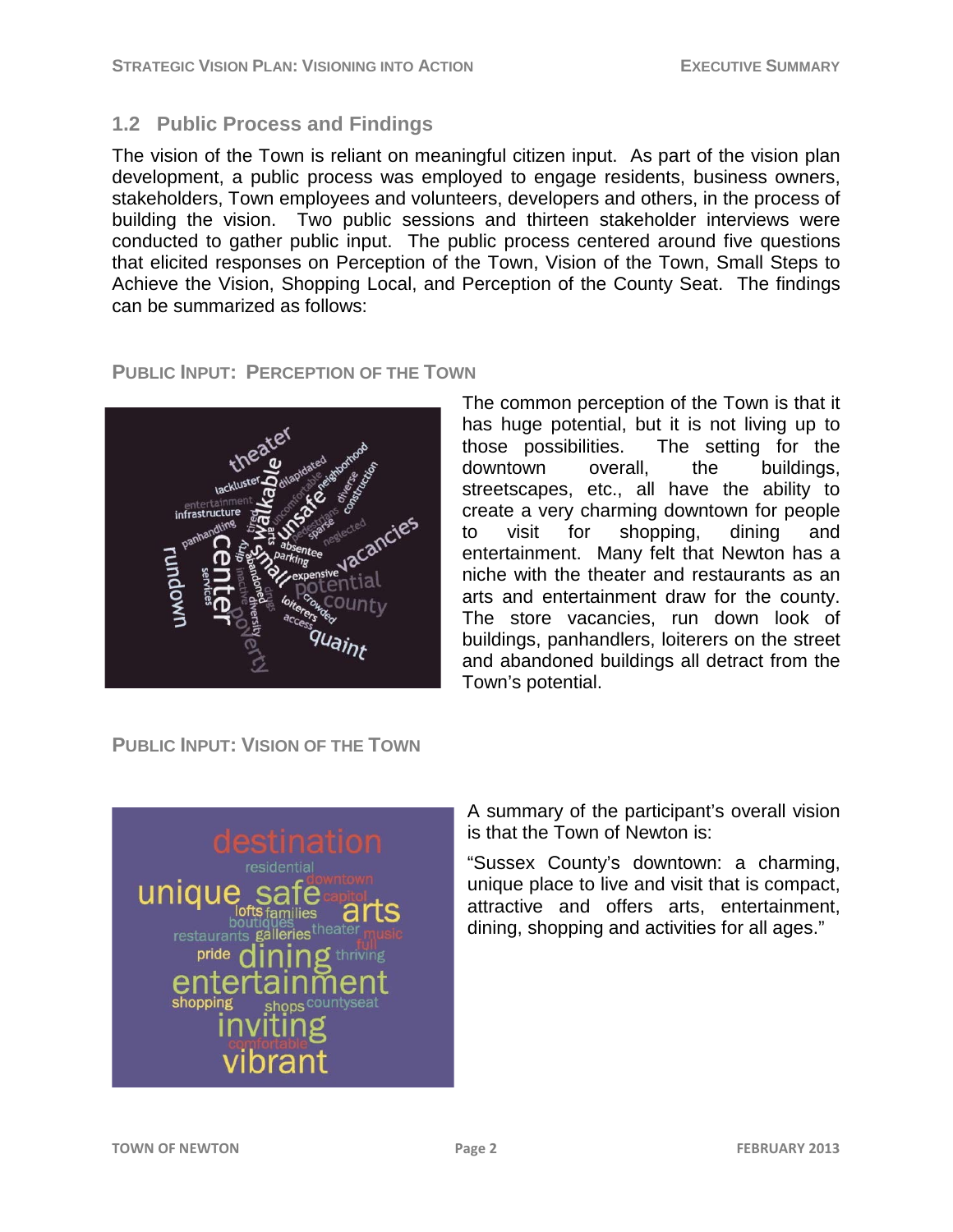## 1.2 Public Process and Findings

The vision of the Town is reliant on meaningful citizen input. As part of the vision plan development, a public process was employed to engage residents, business owners, stakeholders, Town employees and volunteers, developers and others, in the process of building the vision. Two public sessions and thirteen stakeholder interviews were conducted to gather public input. The public process centered around five questions that elicited responses on Perception of the Town, Vision of the Town, Small Steps to Achieve the Vision, Shopping Local, and Perception of the County Seat. The findings can be summarized as follows:

### Public Input: Perception of the Town

The common perception of the Town is that it has huge potential, but it is not living up to those possibilities. The setting for the downtown overall, the buildings, streetscapes, etc., all have the ability to create a very charming downtown for people to visit for shopping, dining and entertainment. Many felt that Newton has a niche with the theater and restaurants as an arts and entertainment draw for the county. The store vacancies, run down look of buildings, panhandlers, loiterers on the street and abandoned buildings all detract from the Town's potential.

### Public Input: Vision of the Town

A summary of the participant's overall vision is that the Town of Newton is:

"Sussex County's downtown: a charming, unique place to live and visit that is compact, attractive and offers arts, entertainment, dining, shopping and activities for all ages."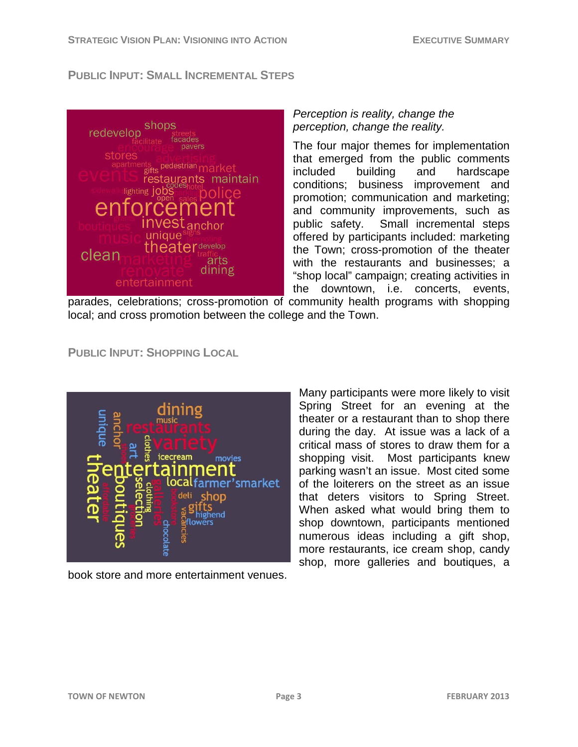## Public Input: Small Incremental Steps

*Perception is reality, change the perception, change the reality.*

The four major themes for implementation that emerged from the public comments included building and hardscape conditions; business improvement and promotion; communication and marketing; and community improvements, such as public safety. Small incremental steps offered by participants included: marketing the Town; cross-promotion of the theater with the restaurants and businesses; a "shop local" campaign; creating activities in the downtown, i.e. concerts, events, parades, celebrations; cross-promotion of community health programs with shopping local; and cross promotion between the college and the Town.

## Public Input: Shopping Local

Many participants were more likely to visit Spring Street for an evening at the theater or a restaurant than to shop there during the day. At issue was a lack of a critical mass of stores to draw them for a shopping visit. Most participants knew parking wasn't an issue. Most cited some of the loiterers on the street as an issue that deters visitors to Spring Street. When asked what would bring them to shop downtown, participants mentioned numerous ideas including a gift shop, more restaurants, ice cream shop, candy shop, more galleries and boutiques, a book store and more entertainment venues.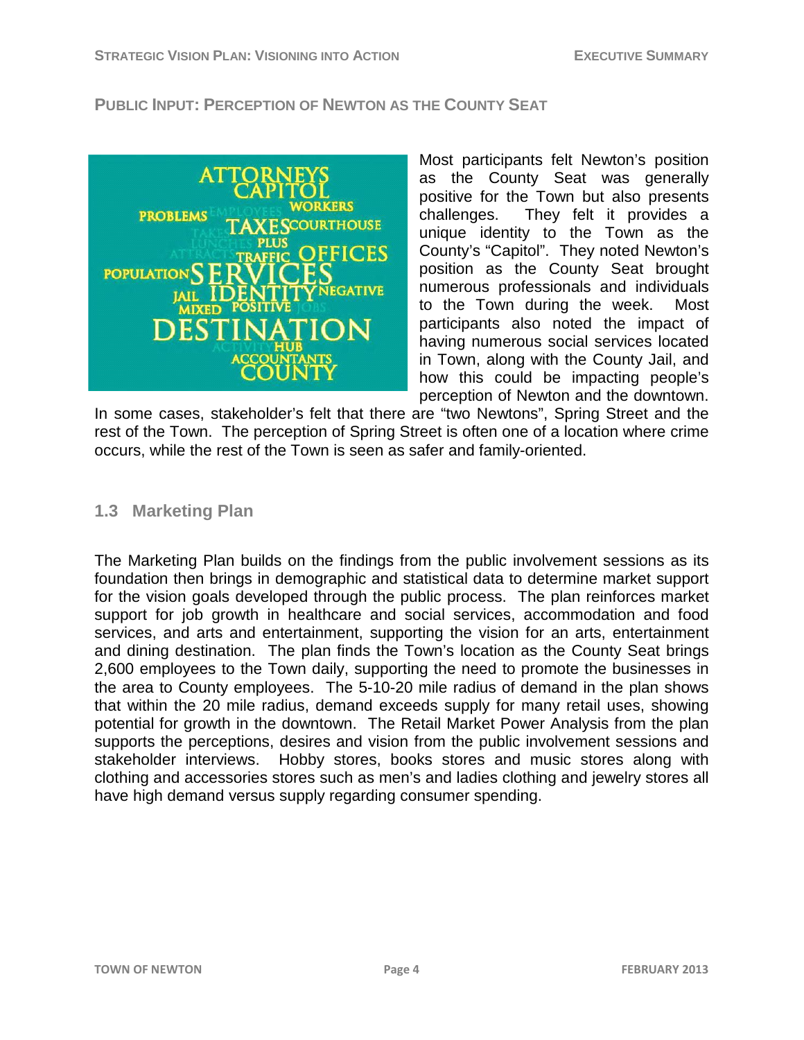## PUBLIC INPUT: PERCEPTION OF NEWTON AS THE COUNTY SEAT

Most participants felt Newton's position as the County Seat was generally positive for the Town but also presents challenges. They felt it provides a unique identity to the Town as the County's "Capitol". They noted Newton's position as the County Seat brought numerous professionals and individuals to the Town during the week. Most participants also noted the impact of having numerous social services located in Town, along with the County Jail, and how this could be impacting people's perception of Newton and the downtown. In some cases, stakeholder's felt that there are "two Newtons", Spring Street and the rest of the Town. The perception of Spring Street is often one of a location where crime occurs, while the rest of the Town is seen as safer and family-oriented.

## 1.3 Marketing Plan

The Marketing Plan builds on the findings from the public involvement sessions as its foundation then brings in demographic and statistical data to determine market support for the vision goals developed through the public process. The plan reinforces market support for job growth in healthcare and social services, accommodation and food services, and arts and entertainment, supporting the vision for an arts, entertainment and dining destination. The plan finds the Town's location as the County Seat brings 2,600 employees to the Town daily, supporting the need to promote the businesses in the area to County employees. The 5-10-20 mile radius of demand in the plan shows that within the 20 mile radius, demand exceeds supply for many retail uses, showing potential for growth in the downtown. The Retail Market Power Analysis from the plan supports the perceptions, desires and vision from the public involvement sessions and stakeholder interviews. Hobby stores, books stores and music stores along with clothing and accessories stores such as men's and ladies clothing and jewelry stores all have high demand versus supply regarding consumer spending.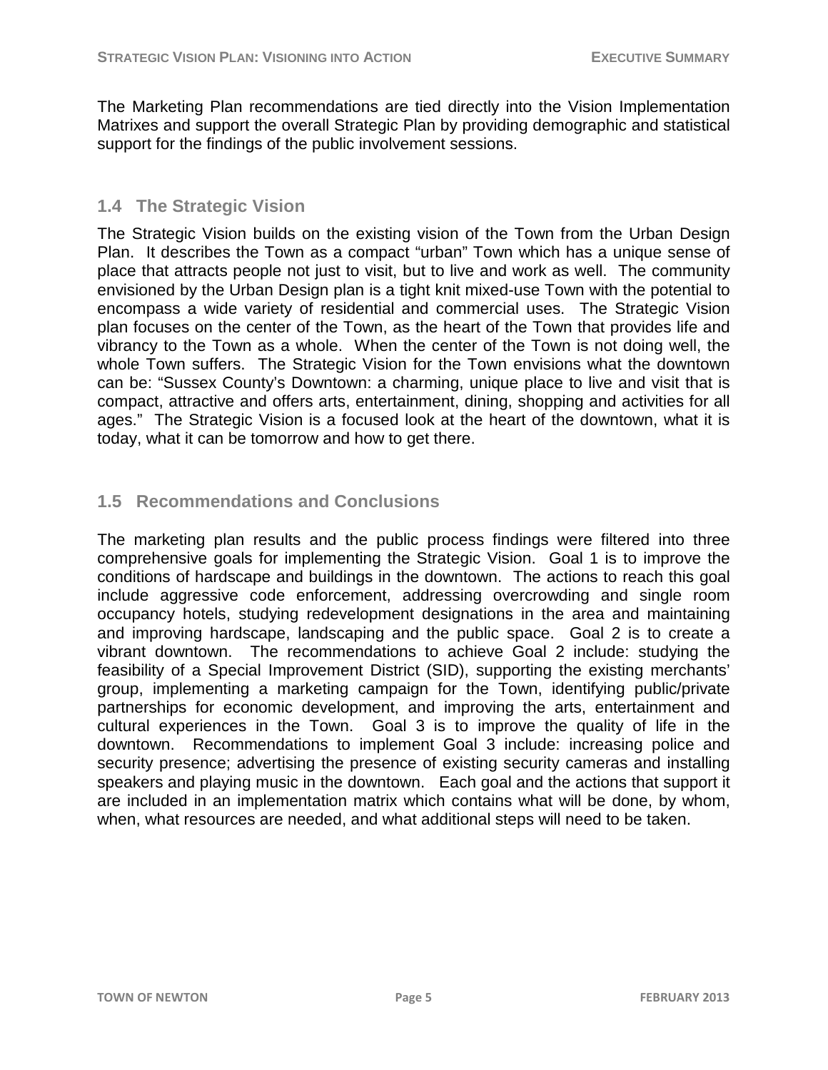The Marketing Plan recommendations are tied directly into the Vision Implementation Matrixes and support the overall Strategic Plan by providing demographic and statistical support for the findings of the public involvement sessions.

## 1.4 The Strategic Vision

The Strategic Vision builds on the existing vision of the Town from the Urban Design Plan. It describes the Town as a compact "urban" Town which has a unique sense of place that attracts people not just to visit, but to live and work as well. The community envisioned by the Urban Design plan is a tight knit mixed-use Town with the potential to encompass a wide variety of residential and commercial uses. The Strategic Vision plan focuses on the center of the Town, as the heart of the Town that provides life and vibrancy to the Town as a whole. When the center of the Town is not doing well, the whole Town suffers. The Strategic Vision for the Town envisions what the downtown can be: "Sussex County's Downtown: a charming, unique place to live and visit that is compact, attractive and offers arts, entertainment, dining, shopping and activities for all ages." The Strategic Vision is a focused look at the heart of the downtown, what it is today, what it can be tomorrow and how to get there.

## 1.5 Recommendations and Conclusions

The marketing plan results and the public process findings were filtered into three comprehensive goals for implementing the Strategic Vision. Goal 1 is to improve the conditions of hardscape and buildings in the downtown. The actions to reach this goal include aggressive code enforcement, addressing overcrowding and single room occupancy hotels, studying redevelopment designations in the area and maintaining and improving hardscape, landscaping and the public space. Goal 2 is to create a vibrant downtown. The recommendations to achieve Goal 2 include: studying the feasibility of a Special Improvement District (SID), supporting the existing merchants' group, implementing a marketing campaign for the Town, identifying public/private partnerships for economic development, and improving the arts, entertainment and cultural experiences in the Town. Goal 3 is to improve the quality of life in the downtown. Recommendations to implement Goal 3 include: increasing police and security presence; advertising the presence of existing security cameras and installing speakers and playing music in the downtown. Each goal and the actions that support it are included in an implementation matrix which contains what will be done, by whom, when, what resources are needed, and what additional steps will need to be taken.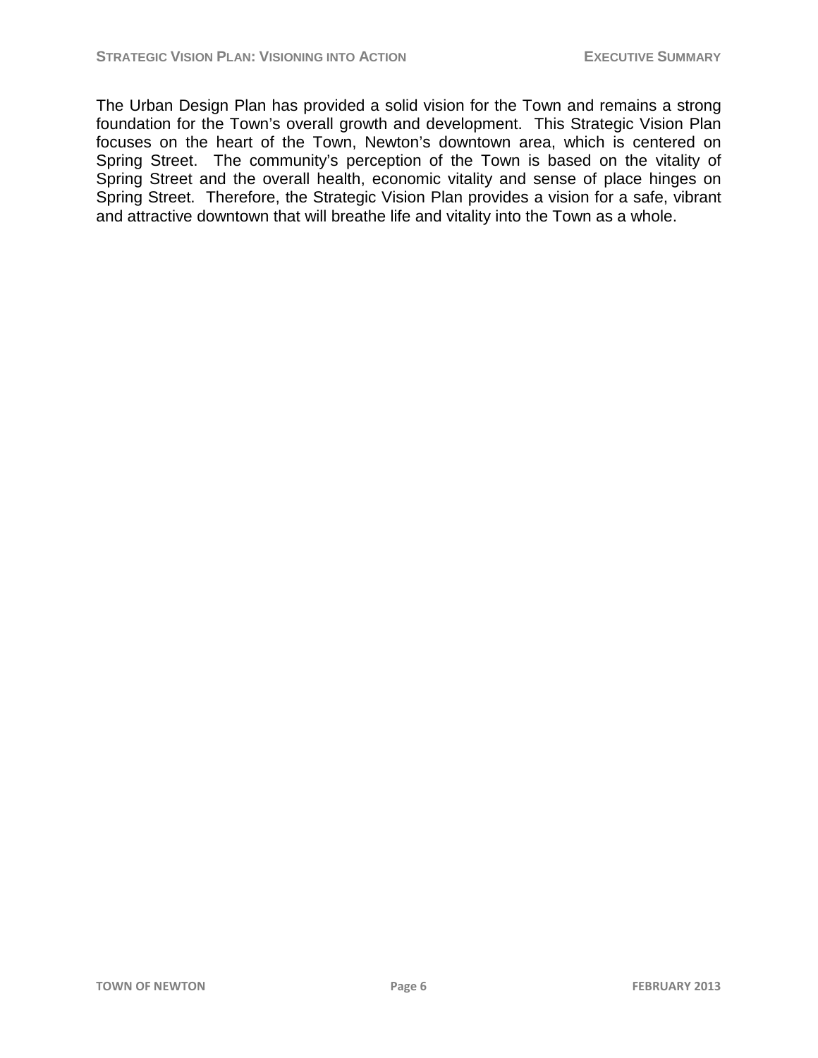The Urban Design Plan has provided a solid vision for the Town and remains a strong foundation for the Town's overall growth and development. This Strategic Vision Plan focuses on the heart of the Town, Newton's downtown area, which is centered on Spring Street. The community's perception of the Town is based on the vitality of Spring Street and the overall health, economic vitality and sense of place hinges on Spring Street. Therefore, the Strategic Vision Plan provides a vision for a safe, vibrant and attractive downtown that will breathe life and vitality into the Town as a whole.